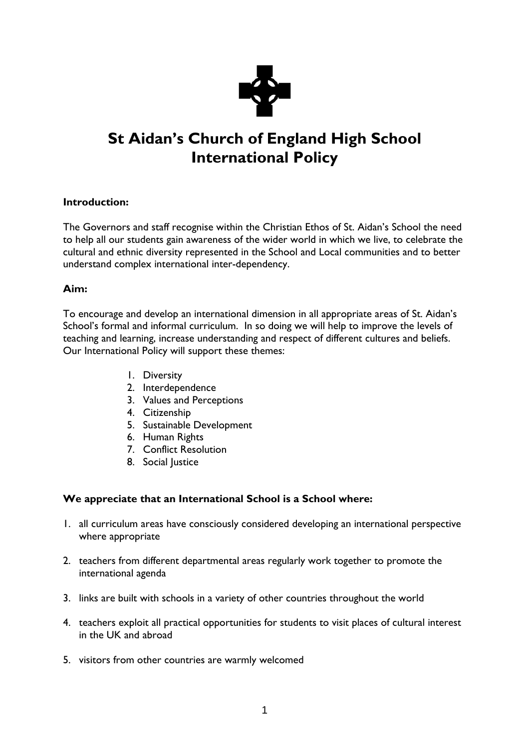# St Aidan's Church of England High School International Policy

**Introduction:**

The Governors and staff recognise within the Christian Ethos of St. Aidan's School the need to help all our students gain awareness of the wider world in which we live, to celebrate the cultural and ethnic diversity represented in the School and Local communities and to better understand complex international inter-dependency.

**Aim:**

To encourage and develop an international dimension in all appropriate areas of St. Aidan's School's formal and informal curriculum. In so doing we will help to improve the levels of teaching and learning, increase understanding and respect of different cultures and beliefs. Our International Policy will support these themes:

1. Diversity
2. Interdependence
3. Values and Perceptions
4. Citizenship
5. Sustainable Development
6. Human Rights
7. Conflict Resolution
8. Social Justice

**We appreciate that an International School is a School where:**

1. all curriculum areas have consciously considered developing an international perspective where appropriate
2. teachers from different departmental areas regularly work together to promote the international agenda
3. links are built with schools in a variety of other countries throughout the world
4. teachers exploit all practical opportunities for students to visit places of cultural interest in the UK and abroad
5. visitors from other countries are warmly welcomed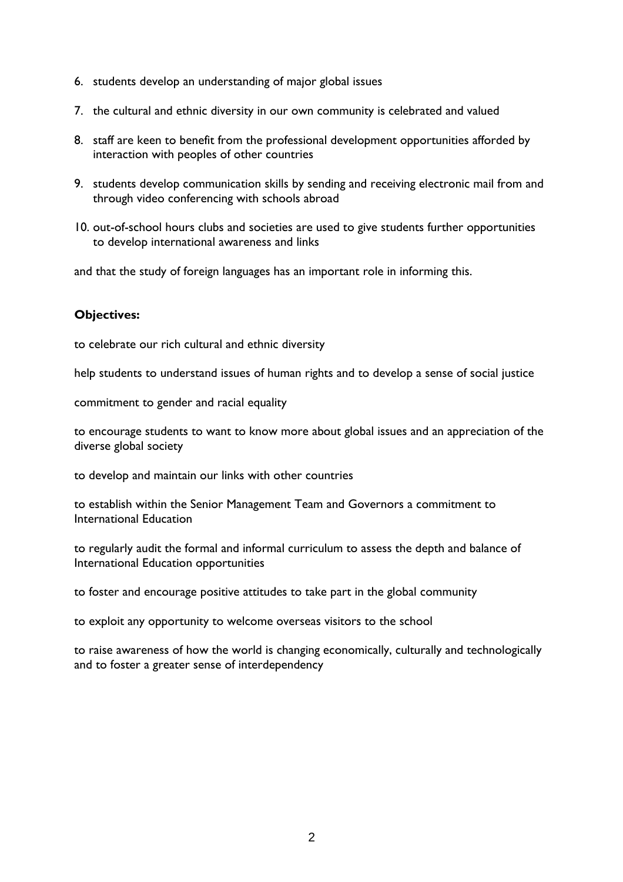6. students develop an understanding of major global issues
7. the cultural and ethnic diversity in our own community is celebrated and valued
8. staff are keen to benefit from the professional development opportunities afforded by interaction with peoples of other countries
9. students develop communication skills by sending and receiving electronic mail from and through video conferencing with schools abroad
10. out-of-school hours clubs and societies are used to give students further opportunities to develop international awareness and links

and that the study of foreign languages has an important role in informing this.

**Objectives:**

to celebrate our rich cultural and ethnic diversity

help students to understand issues of human rights and to develop a sense of social justice

commitment to gender and racial equality

to encourage students to want to know more about global issues and an appreciation of the diverse global society

to develop and maintain our links with other countries

to establish within the Senior Management Team and Governors a commitment to International Education

to regularly audit the formal and informal curriculum to assess the depth and balance of International Education opportunities

to foster and encourage positive attitudes to take part in the global community

to exploit any opportunity to welcome overseas visitors to the school

to raise awareness of how the world is changing economically, culturally and technologically and to foster a greater sense of interdependency